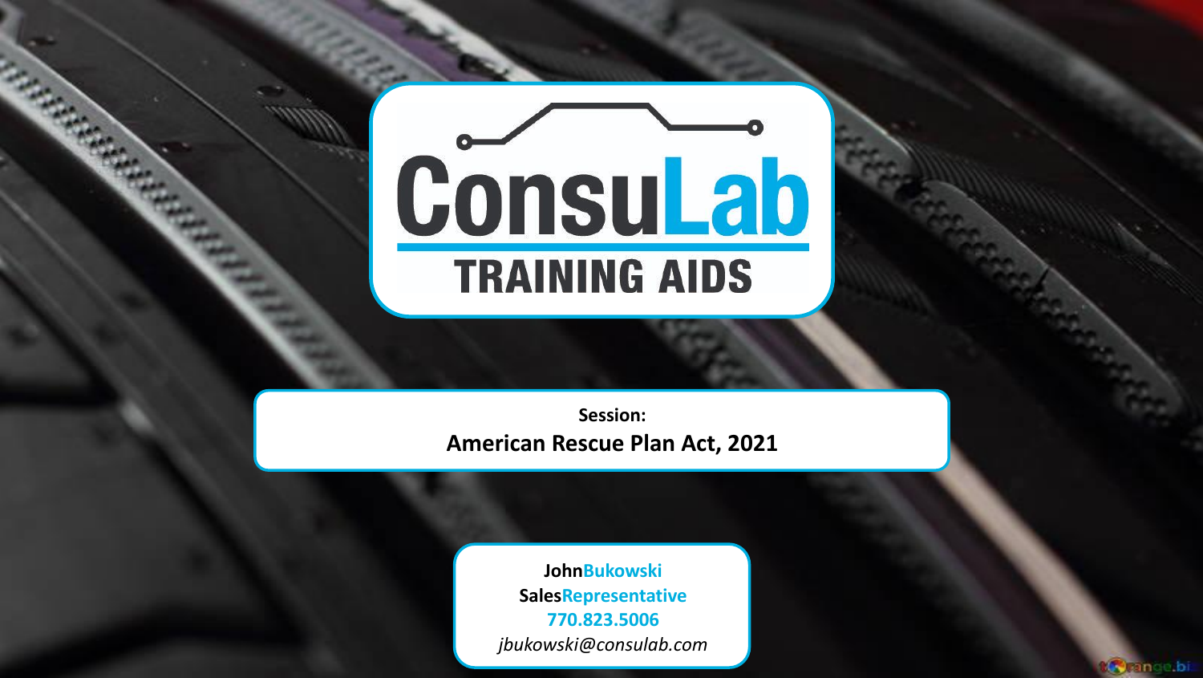# ConsuLab

## TRAINING AIDS

**Session:**

**American Rescue Plan Act, 2021**

**John Bukowski**
**Sales Representative**
**770.823.5006**
*jbukowski@consulab.com*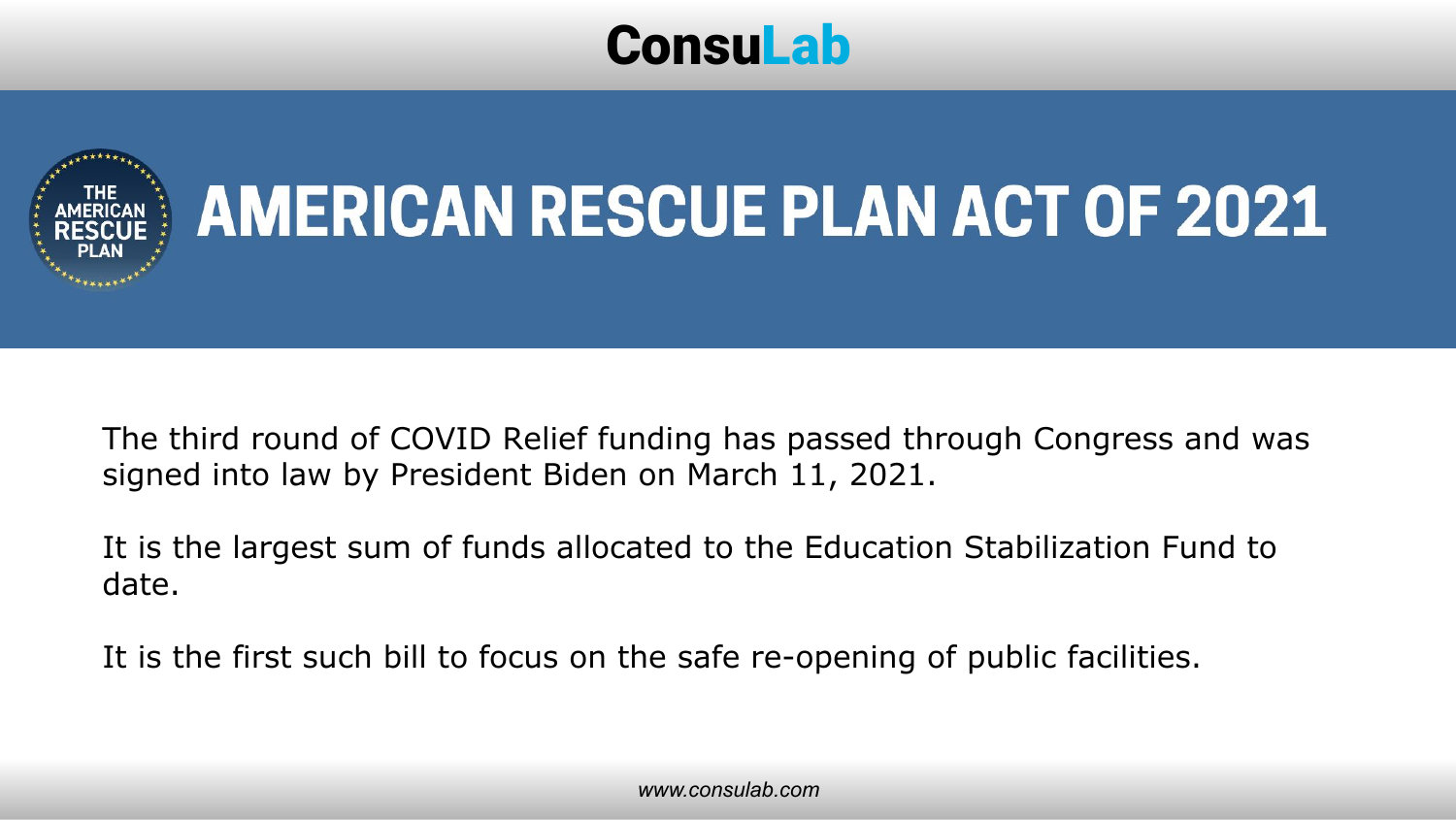# AMERICAN RESCUE PLAN ACT OF 2021

The third round of COVID Relief funding has passed through Congress and was signed into law by President Biden on March 11, 2021.

It is the largest sum of funds allocated to the Education Stabilization Fund to date.

It is the first such bill to focus on the safe re-opening of public facilities.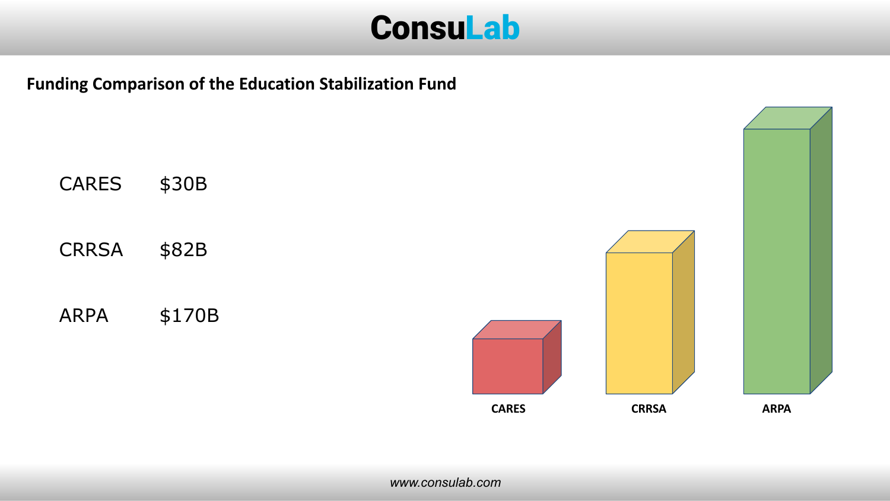## Funding Comparison of the Education Stabilization Fund

| Program | Funding |
| --- | --- |
| CARES | $30B |
| CRRSA | $82B |
| ARPA | $170B |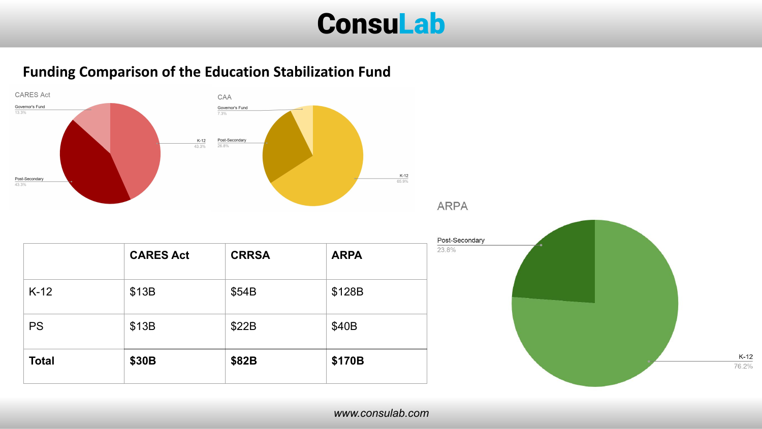## Funding Comparison of the Education Stabilization Fund

CARES Act

Governor's Fund 13.3%

K-12 43.3%

Post-Secondary 43.3%

CAA

Governor's Fund 7.3%

Post-Secondary 26.8%

K-12 65.9%

ARPA

Post-Secondary 23.8%

K-12 76.2%

| | CARES Act | CRRSA | ARPA |
|---|---|---|---|
| K-12 | $13B | $54B | $128B |
| PS | $13B | $22B | $40B |
| **Total** | **$30B** | **$82B** | **$170B** |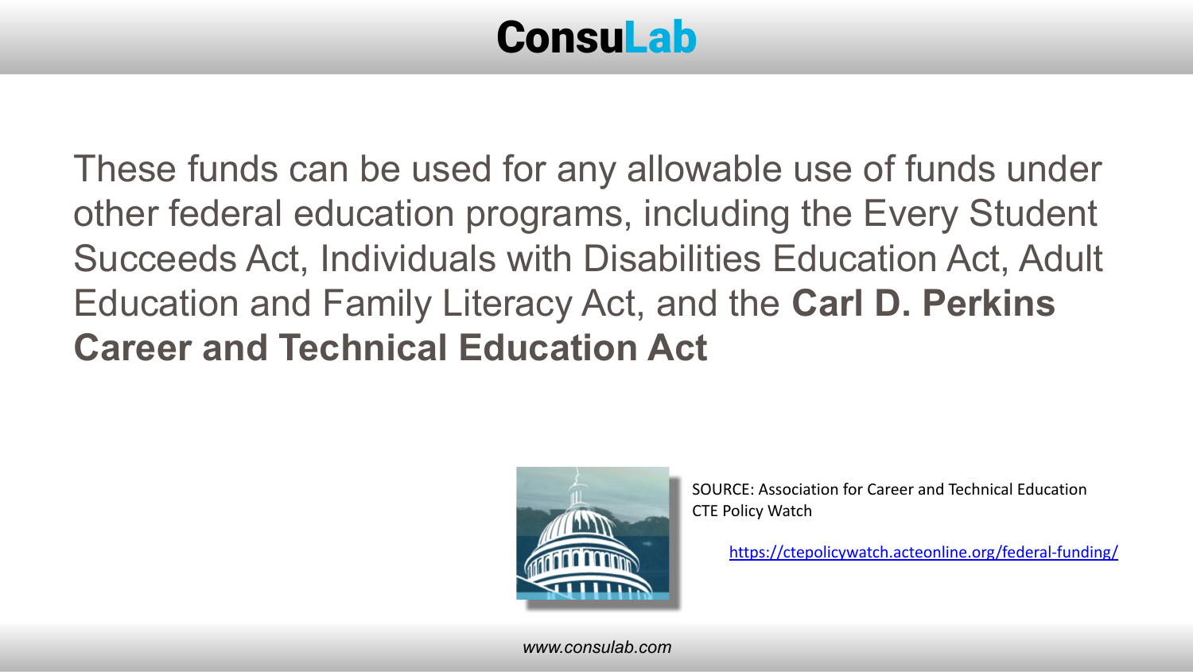These funds can be used for any allowable use of funds under other federal education programs, including the Every Student Succeeds Act, Individuals with Disabilities Education Act, Adult Education and Family Literacy Act, and the **Carl D. Perkins Career and Technical Education Act**

SOURCE: Association for Career and Technical Education CTE Policy Watch

https://ctepolicywatch.acteonline.org/federal-funding/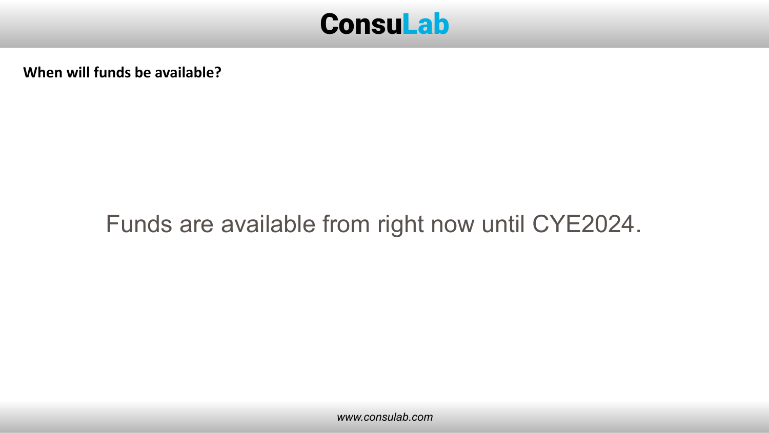**When will funds be available?**

Funds are available from right now until CYE2024.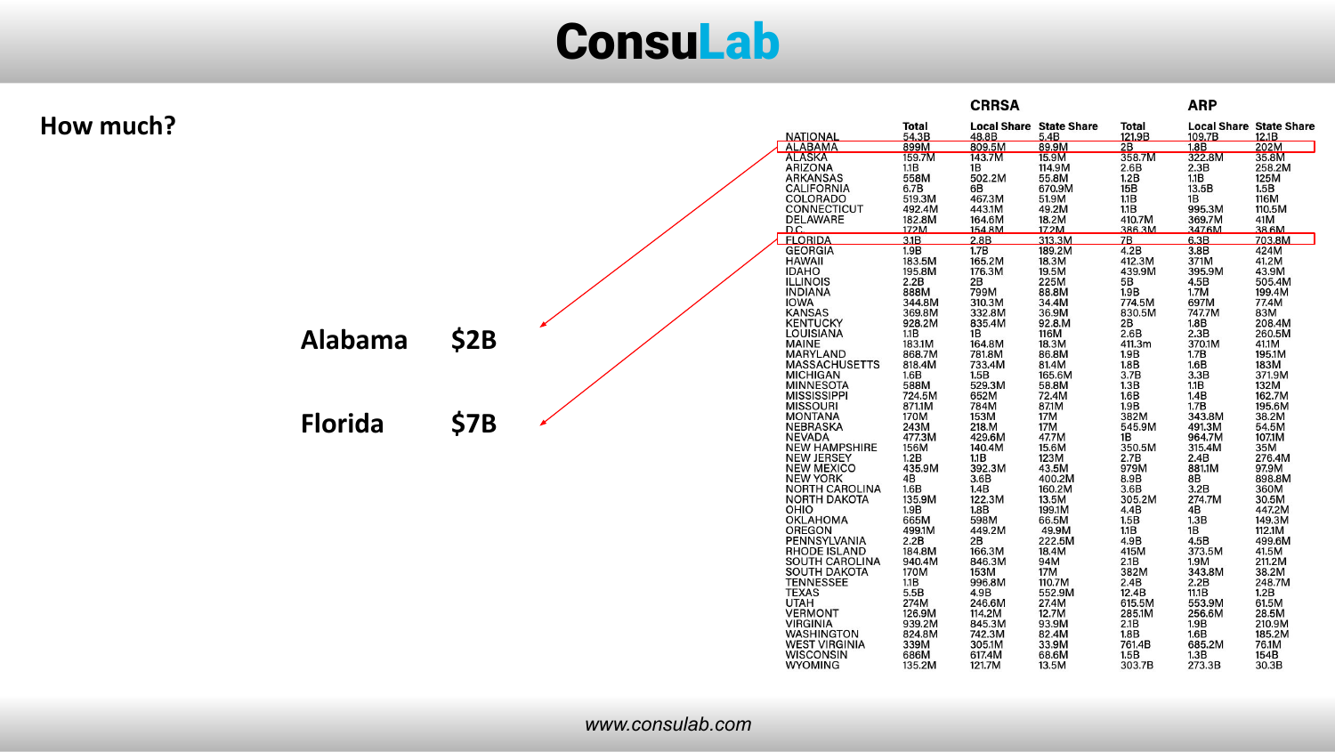# ConsuLab

## How much?

**Alabama** **$2B**

**Florida** **$7B**

| | CRRSA | | | ARP | | |
|---|---|---|---|---|---|---|
| | Total | Local Share | State Share | Total | Local Share | State Share |
| NATIONAL | 54.3B | 48.8B | 5.4B | 121.9B | 109.7B | 12.1B |
| ALABAMA | 899M | 809.5M | 89.9M | 2B | 1.8B | 202M |
| ALASKA | 159.7M | 143.7M | 15.9M | 358.7M | 322.8M | 35.8M |
| ARIZONA | 1.1B | 1B | 114.9M | 2.6B | 2.3B | 258.2M |
| ARKANSAS | 558M | 502.2M | 55.8M | 1.2B | 1.1B | 125M |
| CALIFORNIA | 6.7B | 6B | 670.9M | 15B | 13.5B | 1.5B |
| COLORADO | 519.3M | 467.3M | 51.9M | 1.1B | 1B | 116M |
| CONNECTICUT | 492.4M | 443.1M | 49.2M | 1.1B | 995.3M | 110.5M |
| DELAWARE | 182.8M | 164.6M | 18.2M | 410.7M | 369.7M | 41M |
| D.C. | 172M | 154.8M | 17.2M | 386.3M | 347.6M | 38.6M |
| FLORIDA | 3.1B | 2.8B | 313.3M | 7B | 6.3B | 703.8M |
| GEORGIA | 1.9B | 1.7B | 189.2M | 4.2B | 3.8B | 424M |
| HAWAII | 183.5M | 165.2M | 18.3M | 412.3M | 371M | 41.2M |
| IDAHO | 195.8M | 176.3M | 19.5M | 439.9M | 395.9M | 43.9M |
| ILLINOIS | 2.2B | 2B | 225M | 5B | 4.5B | 505.4M |
| INDIANA | 888M | 799M | 88.8M | 1.9B | 1.7M | 199.4M |
| IOWA | 344.8M | 310.3M | 34.4M | 774.5M | 697M | 77.4M |
| KANSAS | 369.8M | 332.8M | 36.9M | 830.5M | 747.7M | 83M |
| KENTUCKY | 928.2M | 835.4M | 92.8M | 2B | 1.8B | 208.4M |
| LOUISIANA | 1.1B | 1B | 116M | 2.6B | 2.3B | 260.5M |
| MAINE | 183.1M | 164.8M | 18.3M | 411.3m | 370.1M | 41.1M |
| MARYLAND | 868.7M | 781.8M | 86.8M | 1.9B | 1.7B | 195.1M |
| MASSACHUSETTS | 818.4M | 733.4M | 81.4M | 1.8B | 1.6B | 183M |
| MICHIGAN | 1.6B | 1.5B | 165.6M | 3.7B | 3.3B | 371.9M |
| MINNESOTA | 588M | 529.3M | 58.8M | 1.3B | 1.1B | 132M |
| MISSISSIPPI | 724.5M | 652M | 72.4M | 1.6B | 1.4B | 162.7M |
| MISSOURI | 871.1M | 784M | 87.1M | 1.9B | 1.7B | 195.6M |
| MONTANA | 170M | 153M | 17M | 382M | 343.8M | 38.2M |
| NEBRASKA | 243M | 218.M | 17M | 545.9M | 491.3M | 54.5M |
| NEVADA | 477.3M | 429.6M | 47.7M | 1B | 964.7M | 107.1M |
| NEW HAMPSHIRE | 156M | 140.4M | 15.6M | 350.5M | 315.4M | 35M |
| NEW JERSEY | 1.2B | 1.1B | 123M | 2.7B | 2.4B | 276.4M |
| NEW MEXICO | 435.9M | 392.3M | 43.5M | 979M | 881.1M | 97.9M |
| NEW YORK | 4B | 3.6B | 400.2M | 8.9B | 8B | 898.8M |
| NORTH CAROLINA | 1.6B | 1.4B | 160.2M | 3.6B | 3.2B | 360M |
| NORTH DAKOTA | 135.9M | 122.3M | 13.5M | 305.2M | 274.7M | 30.5M |
| OHIO | 1.9B | 1.8B | 199.1M | 4.4B | 4B | 447.2M |
| OKLAHOMA | 665M | 598M | 66.5M | 1.5B | 1.3B | 149.3M |
| OREGON | 499.1M | 449.2M | 49.9M | 1.1B | 1B | 112.1M |
| PENNSYLVANIA | 2.2B | 2B | 222.5M | 4.9B | 4.5B | 499.6M |
| RHODE ISLAND | 184.8M | 166.3M | 18.4M | 415M | 373.5M | 41.5M |
| SOUTH CAROLINA | 940.4M | 846.3M | 94M | 2.1B | 1.9M | 211.2M |
| SOUTH DAKOTA | 170M | 153M | 17M | 382M | 343.8M | 38.2M |
| TENNESSEE | 1.1B | 996.8M | 110.7M | 2.4B | 2.2B | 248.7M |
| TEXAS | 5.5B | 4.9B | 552.9M | 12.4B | 11.1B | 1.2B |
| UTAH | 274M | 246.6M | 27.4M | 615.5M | 553.9M | 61.5M |
| VERMONT | 126.9M | 114.2M | 12.7M | 285.1M | 256.6M | 28.5M |
| VIRGINIA | 939.2M | 845.3M | 93.9M | 2.1B | 1.9B | 210.9M |
| WASHINGTON | 824.8M | 742.3M | 82.4M | 1.8B | 1.6B | 185.2M |
| WEST VIRGINIA | 339M | 305.1M | 33.9M | 761.4B | 685.2M | 76.1M |
| WISCONSIN | 686M | 617.4M | 68.6M | 1.5B | 1.3B | 154B |
| WYOMING | 135.2M | 121.7M | 13.5M | 303.7B | 273.3B | 30.3B |

www.consulab.com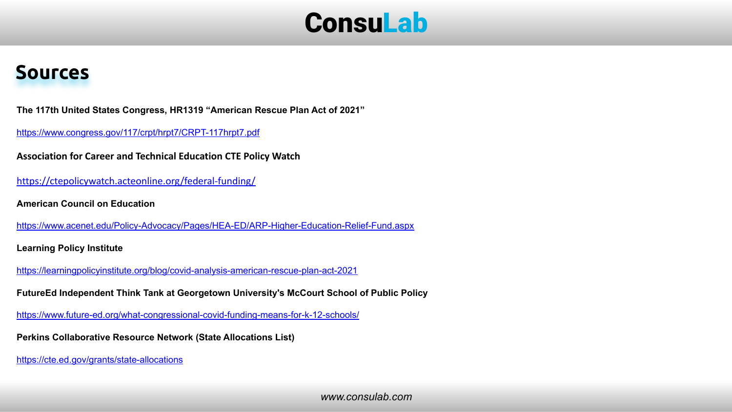## Sources

**The 117th United States Congress, HR1319 "American Rescue Plan Act of 2021"**

https://www.congress.gov/117/crpt/hrpt7/CRPT-117hrpt7.pdf

**Association for Career and Technical Education CTE Policy Watch**

https://ctepolicywatch.acteonline.org/federal-funding/

**American Council on Education**

https://www.acenet.edu/Policy-Advocacy/Pages/HEA-ED/ARP-Higher-Education-Relief-Fund.aspx

**Learning Policy Institute**

https://learningpolicyinstitute.org/blog/covid-analysis-american-rescue-plan-act-2021

**FutureEd Independent Think Tank at Georgetown University's McCourt School of Public Policy**

https://www.future-ed.org/what-congressional-covid-funding-means-for-k-12-schools/

**Perkins Collaborative Resource Network (State Allocations List)**

https://cte.ed.gov/grants/state-allocations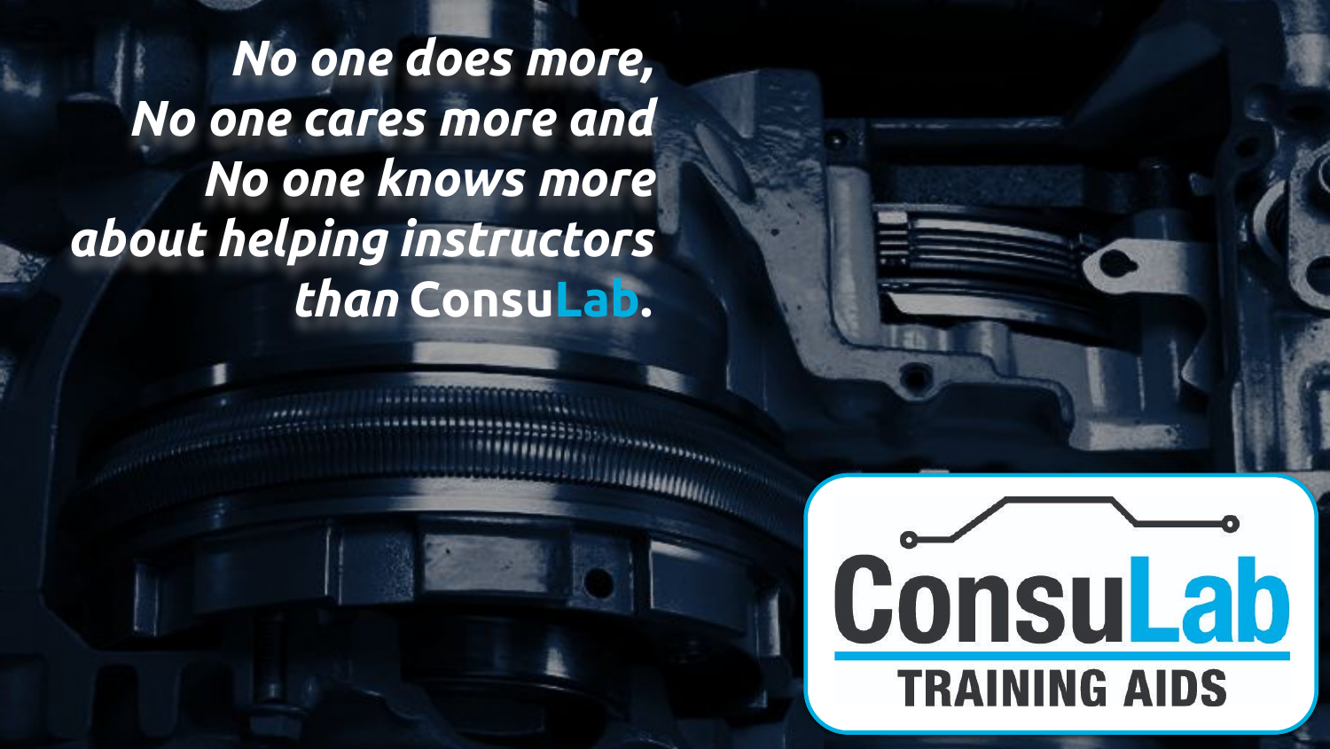*No one does more,*
*No one cares more and*
*No one knows more*
*about helping instructors*
*than* **ConsuLab.**

ConsuLab
TRAINING AIDS